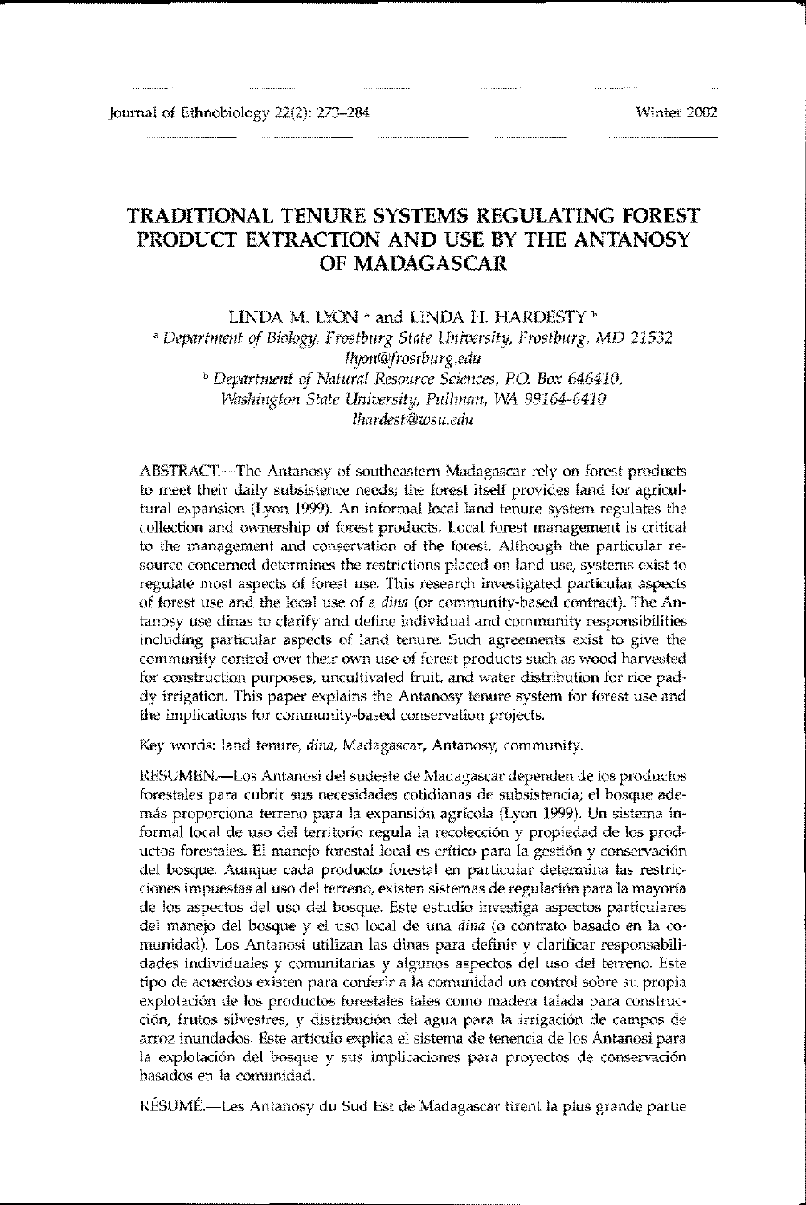# TRADITIONAL TENURE SYSTEMS REGULATING FOREST PRODUCT EXTRACTION AND USE BY THE ANTANOSY OF MADAGASCAR

LINDA M. LYON [a] and LINDA H. HARDESTY [b]

[a] *Department of Biology, Frostburg State University, Frostburg, MD 21532*
*llyon@frostburg.edu*

[b] *Department of Natural Resource Sciences, P.O. Box 646410, Washington State University, Pullman, WA 99164-6410*
*lhardest@wsu.edu*

ABSTRACT.—The Antanosy of southeastern Madagascar rely on forest products to meet their daily subsistence needs; the forest itself provides land for agricultural expansion (Lyon 1999). An informal local land tenure system regulates the collection and ownership of forest products. Local forest management is critical to the management and conservation of the forest. Although the particular resource concerned determines the restrictions placed on land use, systems exist to regulate most aspects of forest use. This research investigated particular aspects of forest use and the local use of a *dina* (or community-based contract). The Antanosy use dinas to clarify and define individual and community responsibilities including particular aspects of land tenure. Such agreements exist to give the community control over their own use of forest products such as wood harvested for construction purposes, uncultivated fruit, and water distribution for rice paddy irrigation. This paper explains the Antanosy tenure system for forest use and the implications for community-based conservation projects.

Key words: land tenure, *dina*, Madagascar, Antanosy, community.

RESUMEN.—Los Antanosi del sudeste de Madagascar dependen de los productos forestales para cubrir sus necesidades cotidianas de subsistencia; el bosque además proporciona terreno para la expansión agrícola (Lyon 1999). Un sistema informal local de uso del territorio regula la recolección y propiedad de los productos forestales. El manejo forestal local es crítico para la gestión y conservación del bosque. Aunque cada producto forestal en particular determina las restricciones impuestas al uso del terreno, existen sistemas de regulación para la mayoría de los aspectos del uso del bosque. Este estudio investiga aspectos particulares del manejo del bosque y el uso local de una *dina* (o contrato basado en la comunidad). Los Antanosi utilizan las dinas para definir y clarificar responsabilidades individuales y comunitarias y algunos aspectos del uso del terreno. Este tipo de acuerdos existen para conferir a la comunidad un control sobre su propia explotación de los productos forestales tales como madera talada para construcción, frutos silvestres, y distribución del agua para la irrigación de campos de arroz inundados. Este artículo explica el sistema de tenencia de los Antanosi para la explotación del bosque y sus implicaciones para proyectos de conservación basados en la comunidad.

RÉSUMÉ.—Les Antanosy du Sud Est de Madagascar tirent la plus grande partie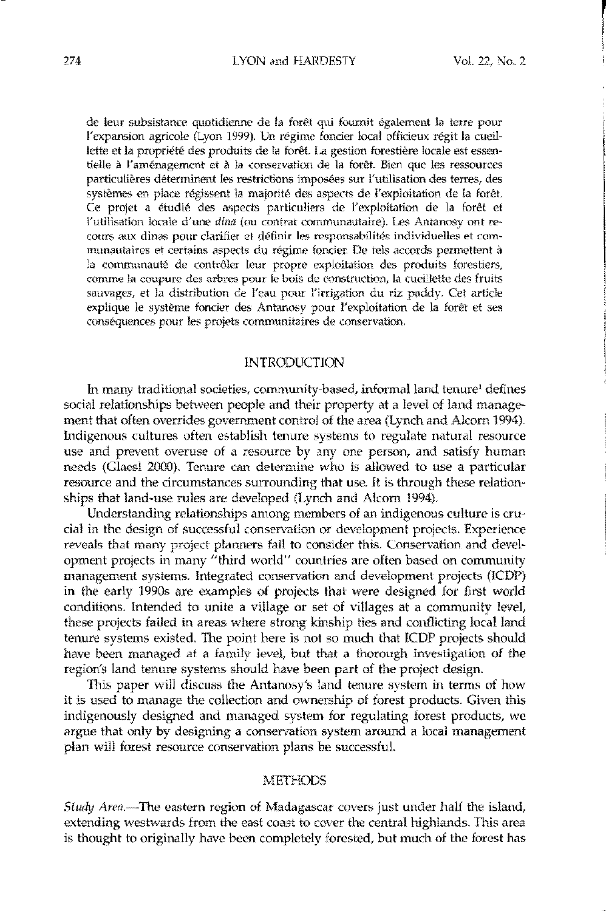de leur subsistance quotidienne de la forêt qui fournit également la terre pour l'expansion agricole (Lyon 1999). Un régime foncier local officieux régit la cueillette et la propriété des produits de la forêt. La gestion forestière locale est essentielle à l'aménagement et à la conservation de la forêt. Bien que les ressources particulières déterminent les restrictions imposées sur l'utilisation des terres, des systèmes en place régissent la majorité des aspects de l'exploitation de la forêt. Ce projet a étudié des aspects particuliers de l'exploitation de la forêt et l'utilisation locale d'une *dina* (ou contrat communautaire). Les Antanosy ont recours aux dinas pour clarifier et définir les responsabilités individuelles et communautaires et certains aspects du régime foncier. De tels accords permettent à la communauté de contrôler leur propre exploitation des produits forestiers, comme la coupure des arbres pour le bois de construction, la cueillette des fruits sauvages, et la distribution de l'eau pour l'irrigation du riz paddy. Cet article explique le système foncier des Antanosy pour l'exploitation de la forêt et ses conséquences pour les projets communitaires de conservation.

## INTRODUCTION

In many traditional societies, community-based, informal land tenure[1] defines social relationships between people and their property at a level of land management that often overrides government control of the area (Lynch and Alcorn 1994). Indigenous cultures often establish tenure systems to regulate natural resource use and prevent overuse of a resource by any one person, and satisfy human needs (Glaesl 2000). Tenure can determine who is allowed to use a particular resource and the circumstances surrounding that use. It is through these relationships that land-use rules are developed (Lynch and Alcorn 1994).

Understanding relationships among members of an indigenous culture is crucial in the design of successful conservation or development projects. Experience reveals that many project planners fail to consider this. Conservation and development projects in many "third world" countries are often based on community management systems. Integrated conservation and development projects (ICDP) in the early 1990s are examples of projects that were designed for first world conditions. Intended to unite a village or set of villages at a community level, these projects failed in areas where strong kinship ties and conflicting local land tenure systems existed. The point here is not so much that ICDP projects should have been managed at a family level, but that a thorough investigation of the region's land tenure systems should have been part of the project design.

This paper will discuss the Antanosy's land tenure system in terms of how it is used to manage the collection and ownership of forest products. Given this indigenously designed and managed system for regulating forest products, we argue that only by designing a conservation system around a local management plan will forest resource conservation plans be successful.

## METHODS

*Study Area.*—The eastern region of Madagascar covers just under half the island, extending westwards from the east coast to cover the central highlands. This area is thought to originally have been completely forested, but much of the forest has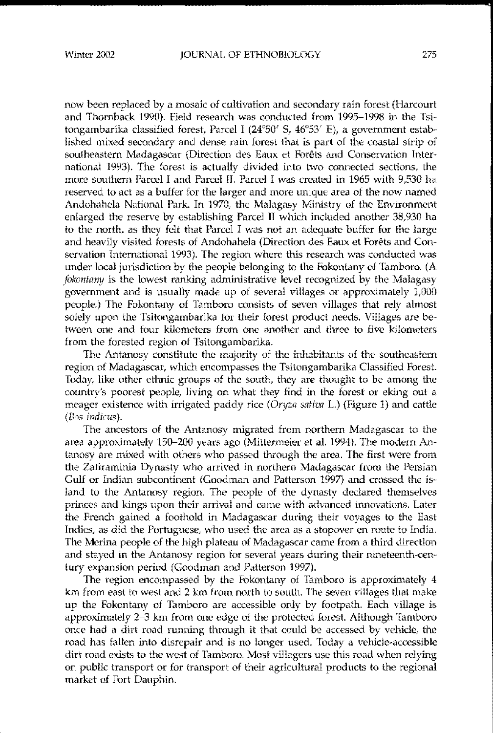now been replaced by a mosaic of cultivation and secondary rain forest (Harcourt and Thornback 1990). Field research was conducted from 1995–1998 in the Tsitongambarika classified forest, Parcel I (24°50′ S, 46°53′ E), a government established mixed secondary and dense rain forest that is part of the coastal strip of southeastern Madagascar (Direction des Eaux et Forêts and Conservation International 1993). The forest is actually divided into two connected sections, the more southern Parcel I and Parcel II. Parcel I was created in 1965 with 9,530 ha reserved to act as a buffer for the larger and more unique area of the now named Andohahela National Park. In 1970, the Malagasy Ministry of the Environment enlarged the reserve by establishing Parcel II which included another 38,930 ha to the north, as they felt that Parcel I was not an adequate buffer for the large and heavily visited forests of Andohahela (Direction des Eaux et Forêts and Conservation International 1993). The region where this research was conducted was under local jurisdiction by the people belonging to the Fokontany of Tamboro. (A *fokontany* is the lowest ranking administrative level recognized by the Malagasy government and is usually made up of several villages or approximately 1,000 people.) The Fokontany of Tamboro consists of seven villages that rely almost solely upon the Tsitongambarika for their forest product needs. Villages are between one and four kilometers from one another and three to five kilometers from the forested region of Tsitongambarika.

The Antanosy constitute the majority of the inhabitants of the southeastern region of Madagascar, which encompasses the Tsitongambarika Classified Forest. Today, like other ethnic groups of the south, they are thought to be among the country's poorest people, living on what they find in the forest or eking out a meager existence with irrigated paddy rice (*Oryza sativa* L.) (Figure 1) and cattle (*Bos indicus*).

The ancestors of the Antanosy migrated from northern Madagascar to the area approximately 150–200 years ago (Mittermeier et al. 1994). The modern Antanosy are mixed with others who passed through the area. The first were from the Zafiraminia Dynasty who arrived in northern Madagascar from the Persian Gulf or Indian subcontinent (Goodman and Patterson 1997) and crossed the island to the Antanosy region. The people of the dynasty declared themselves princes and kings upon their arrival and came with advanced innovations. Later the French gained a foothold in Madagascar during their voyages to the East Indies, as did the Portuguese, who used the area as a stopover en route to India. The Merina people of the high plateau of Madagascar came from a third direction and stayed in the Antanosy region for several years during their nineteenth-century expansion period (Goodman and Patterson 1997).

The region encompassed by the Fokontany of Tamboro is approximately 4 km from east to west and 2 km from north to south. The seven villages that make up the Fokontany of Tamboro are accessible only by footpath. Each village is approximately 2–3 km from one edge of the protected forest. Although Tamboro once had a dirt road running through it that could be accessed by vehicle, the road has fallen into disrepair and is no longer used. Today a vehicle-accessible dirt road exists to the west of Tamboro. Most villagers use this road when relying on public transport or for transport of their agricultural products to the regional market of Fort Dauphin.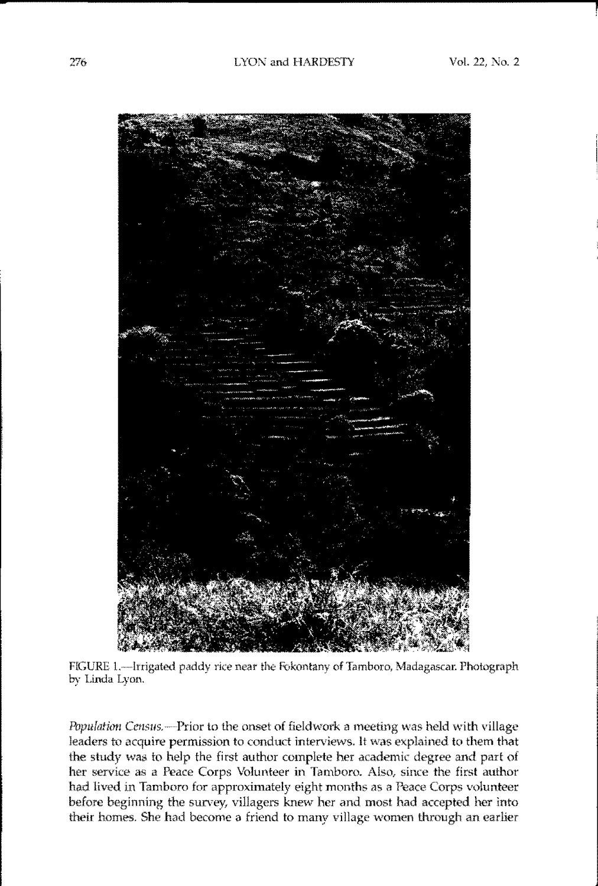FIGURE 1.—Irrigated paddy rice near the Fokontany of Tamboro, Madagascar. Photograph by Linda Lyon.

*Population Census.*—Prior to the onset of fieldwork a meeting was held with village leaders to acquire permission to conduct interviews. It was explained to them that the study was to help the first author complete her academic degree and part of her service as a Peace Corps Volunteer in Tamboro. Also, since the first author had lived in Tamboro for approximately eight months as a Peace Corps volunteer before beginning the survey, villagers knew her and most had accepted her into their homes. She had become a friend to many village women through an earlier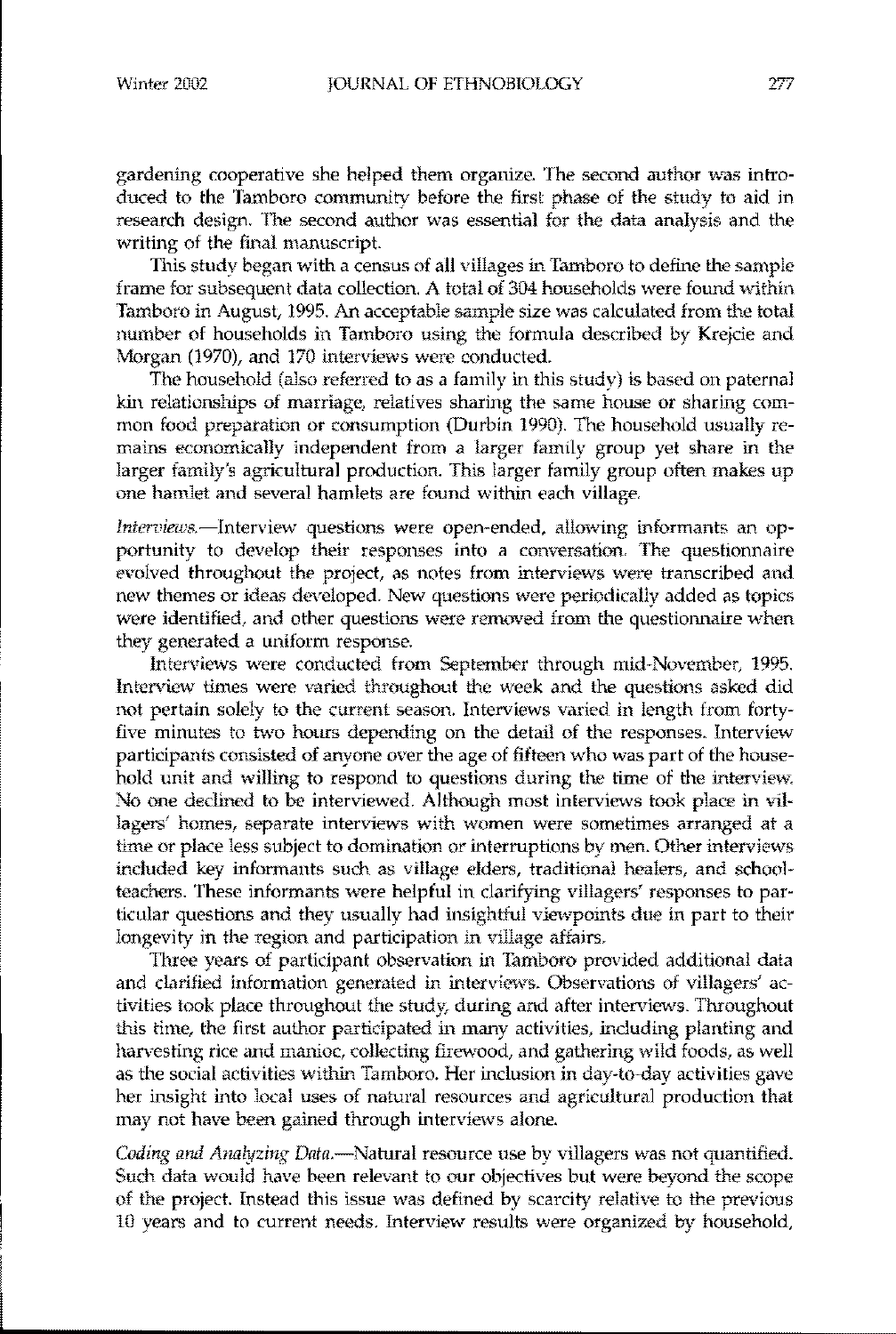gardening cooperative she helped them organize. The second author was introduced to the Tamboro community before the first phase of the study to aid in research design. The second author was essential for the data analysis and the writing of the final manuscript.

This study began with a census of all villages in Tamboro to define the sample frame for subsequent data collection. A total of 304 households were found within Tamboro in August, 1995. An acceptable sample size was calculated from the total number of households in Tamboro using the formula described by Krejcie and Morgan (1970), and 170 interviews were conducted.

The household (also referred to as a family in this study) is based on paternal kin relationships of marriage, relatives sharing the same house or sharing common food preparation or consumption (Durbin 1990). The household usually remains economically independent from a larger family group yet share in the larger family's agricultural production. This larger family group often makes up one hamlet and several hamlets are found within each village.

*Interviews.*—Interview questions were open-ended, allowing informants an opportunity to develop their responses into a conversation. The questionnaire evolved throughout the project, as notes from interviews were transcribed and new themes or ideas developed. New questions were periodically added as topics were identified, and other questions were removed from the questionnaire when they generated a uniform response.

Interviews were conducted from September through mid-November, 1995. Interview times were varied throughout the week and the questions asked did not pertain solely to the current season. Interviews varied in length from forty-five minutes to two hours depending on the detail of the responses. Interview participants consisted of anyone over the age of fifteen who was part of the household unit and willing to respond to questions during the time of the interview. No one declined to be interviewed. Although most interviews took place in villagers' homes, separate interviews with women were sometimes arranged at a time or place less subject to domination or interruptions by men. Other interviews included key informants such as village elders, traditional healers, and schoolteachers. These informants were helpful in clarifying villagers' responses to particular questions and they usually had insightful viewpoints due in part to their longevity in the region and participation in village affairs.

Three years of participant observation in Tamboro provided additional data and clarified information generated in interviews. Observations of villagers' activities took place throughout the study, during and after interviews. Throughout this time, the first author participated in many activities, including planting and harvesting rice and manioc, collecting firewood, and gathering wild foods, as well as the social activities within Tamboro. Her inclusion in day-to-day activities gave her insight into local uses of natural resources and agricultural production that may not have been gained through interviews alone.

*Coding and Analyzing Data.*—Natural resource use by villagers was not quantified. Such data would have been relevant to our objectives but were beyond the scope of the project. Instead this issue was defined by scarcity relative to the previous 10 years and to current needs. Interview results were organized by household,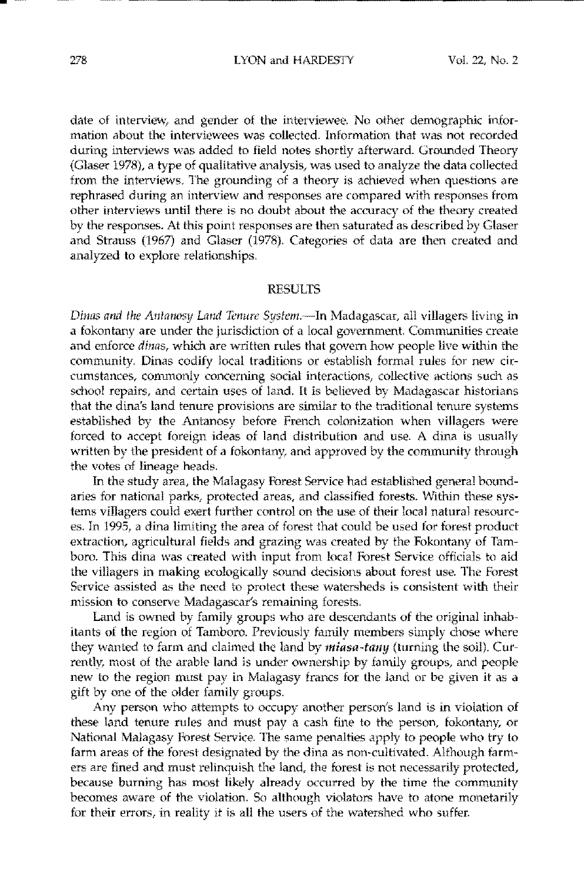date of interview, and gender of the interviewee. No other demographic information about the interviewees was collected. Information that was not recorded during interviews was added to field notes shortly afterward. Grounded Theory (Glaser 1978), a type of qualitative analysis, was used to analyze the data collected from the interviews. The grounding of a theory is achieved when questions are rephrased during an interview and responses are compared with responses from other interviews until there is no doubt about the accuracy of the theory created by the responses. At this point responses are then saturated as described by Glaser and Strauss (1967) and Glaser (1978). Categories of data are then created and analyzed to explore relationships.

## RESULTS

*Dinas and the Antanosy Land Tenure System.*—In Madagascar, all villagers living in a fokontany are under the jurisdiction of a local government. Communities create and enforce *dinas*, which are written rules that govern how people live within the community. Dinas codify local traditions or establish formal rules for new circumstances, commonly concerning social interactions, collective actions such as school repairs, and certain uses of land. It is believed by Madagascar historians that the dina's land tenure provisions are similar to the traditional tenure systems established by the Antanosy before French colonization when villagers were forced to accept foreign ideas of land distribution and use. A dina is usually written by the president of a fokontany, and approved by the community through the votes of lineage heads.

In the study area, the Malagasy Forest Service had established general boundaries for national parks, protected areas, and classified forests. Within these systems villagers could exert further control on the use of their local natural resources. In 1995, a dina limiting the area of forest that could be used for forest product extraction, agricultural fields and grazing was created by the Fokontany of Tamboro. This dina was created with input from local Forest Service officials to aid the villagers in making ecologically sound decisions about forest use. The Forest Service assisted as the need to protect these watersheds is consistent with their mission to conserve Madagascar's remaining forests.

Land is owned by family groups who are descendants of the original inhabitants of the region of Tamboro. Previously family members simply chose where they wanted to farm and claimed the land by *miasa-tany* (turning the soil). Currently, most of the arable land is under ownership by family groups, and people new to the region must pay in Malagasy francs for the land or be given it as a gift by one of the older family groups.

Any person who attempts to occupy another person's land is in violation of these land tenure rules and must pay a cash fine to the person, fokontany, or National Malagasy Forest Service. The same penalties apply to people who try to farm areas of the forest designated by the dina as non-cultivated. Although farmers are fined and must relinquish the land, the forest is not necessarily protected, because burning has most likely already occurred by the time the community becomes aware of the violation. So although violators have to atone monetarily for their errors, in reality it is all the users of the watershed who suffer.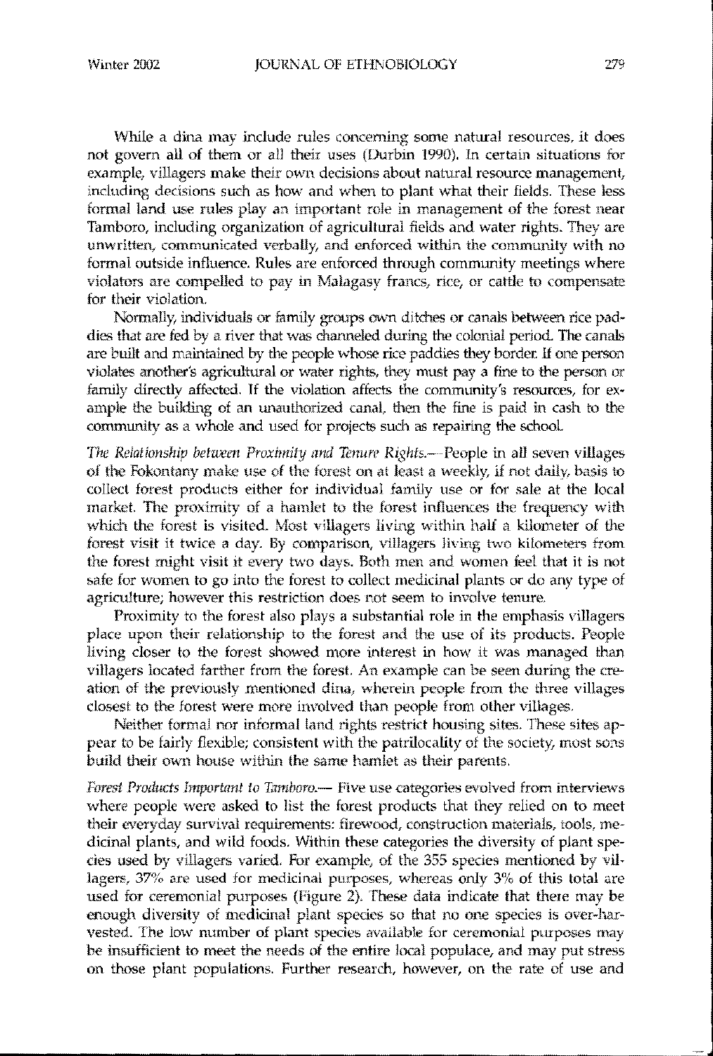While a dina may include rules concerning some natural resources, it does not govern all of them or all their uses (Durbin 1990). In certain situations for example, villagers make their own decisions about natural resource management, including decisions such as how and when to plant what their fields. These less formal land use rules play an important role in management of the forest near Tamboro, including organization of agricultural fields and water rights. They are unwritten, communicated verbally, and enforced within the community with no formal outside influence. Rules are enforced through community meetings where violators are compelled to pay in Malagasy francs, rice, or cattle to compensate for their violation.

Normally, individuals or family groups own ditches or canals between rice paddies that are fed by a river that was channeled during the colonial period. The canals are built and maintained by the people whose rice paddies they border. If one person violates another's agricultural or water rights, they must pay a fine to the person or family directly affected. If the violation affects the community's resources, for example the building of an unauthorized canal, then the fine is paid in cash to the community as a whole and used for projects such as repairing the school.

*The Relationship between Proximity and Tenure Rights.*— People in all seven villages of the Fokontany make use of the forest on at least a weekly, if not daily, basis to collect forest products either for individual family use or for sale at the local market. The proximity of a hamlet to the forest influences the frequency with which the forest is visited. Most villagers living within half a kilometer of the forest visit it twice a day. By comparison, villagers living two kilometers from the forest might visit it every two days. Both men and women feel that it is not safe for women to go into the forest to collect medicinal plants or do any type of agriculture; however this restriction does not seem to involve tenure.

Proximity to the forest also plays a substantial role in the emphasis villagers place upon their relationship to the forest and the use of its products. People living closer to the forest showed more interest in how it was managed than villagers located farther from the forest. An example can be seen during the creation of the previously mentioned dina, wherein people from the three villages closest to the forest were more involved than people from other villages.

Neither formal nor informal land rights restrict housing sites. These sites appear to be fairly flexible; consistent with the patrilocality of the society, most sons build their own house within the same hamlet as their parents.

*Forest Products Important to Tamboro.*— Five use categories evolved from interviews where people were asked to list the forest products that they relied on to meet their everyday survival requirements: firewood, construction materials, tools, medicinal plants, and wild foods. Within these categories the diversity of plant species used by villagers varied. For example, of the 355 species mentioned by villagers, 37% are used for medicinal purposes, whereas only 3% of this total are used for ceremonial purposes (Figure 2). These data indicate that there may be enough diversity of medicinal plant species so that no one species is over-harvested. The low number of plant species available for ceremonial purposes may be insufficient to meet the needs of the entire local populace, and may put stress on those plant populations. Further research, however, on the rate of use and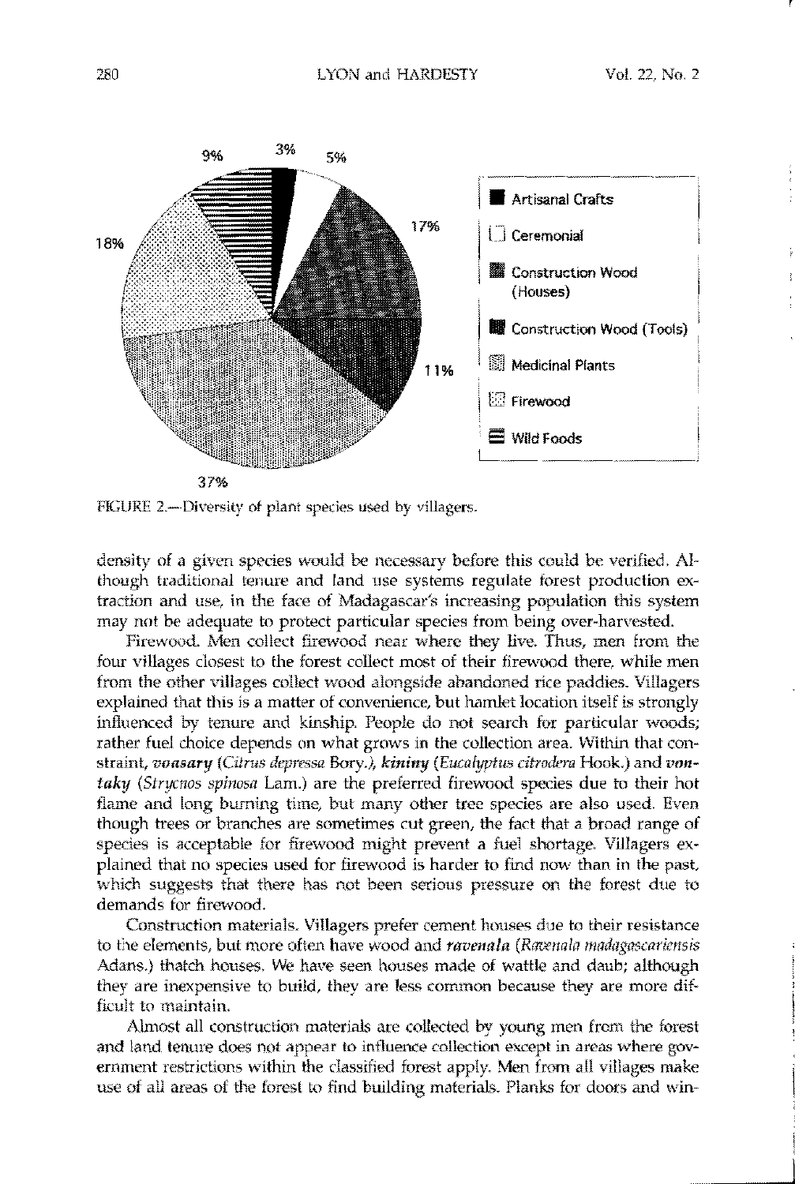9%
3%
5%
17%
18%
11%
37%

Artisanal Crafts
Ceremonial
Construction Wood (Houses)
Construction Wood (Tools)
Medicinal Plants
Firewood
Wild Foods

FIGURE 2.—Diversity of plant species used by villagers.

density of a given species would be necessary before this could be verified. Although traditional tenure and land use systems regulate forest production extraction and use, in the face of Madagascar's increasing population this system may not be adequate to protect particular species from being over-harvested.

Firewood. Men collect firewood near where they live. Thus, men from the four villages closest to the forest collect most of their firewood there, while men from the other villages collect wood alongside abandoned rice paddies. Villagers explained that this is a matter of convenience, but hamlet location itself is strongly influenced by tenure and kinship. People do not search for particular woods; rather fuel choice depends on what grows in the collection area. Within that constraint, ***voasary*** (*Citrus depressa* Bory.), ***kininy*** (*Eucalyptus citrodera* Hook.) and ***vontaky*** (*Strycnos spinosa* Lam.) are the preferred firewood species due to their hot flame and long burning time, but many other tree species are also used. Even though trees or branches are sometimes cut green, the fact that a broad range of species is acceptable for firewood might prevent a fuel shortage. Villagers explained that no species used for firewood is harder to find now than in the past, which suggests that there has not been serious pressure on the forest due to demands for firewood.

Construction materials. Villagers prefer cement houses due to their resistance to the elements, but more often have wood and ***ravenala*** (*Ravenala madagascariensis* Adans.) thatch houses. We have seen houses made of wattle and daub; although they are inexpensive to build, they are less common because they are more difficult to maintain.

Almost all construction materials are collected by young men from the forest and land tenure does not appear to influence collection except in areas where government restrictions within the classified forest apply. Men from all villages make use of all areas of the forest to find building materials. Planks for doors and win-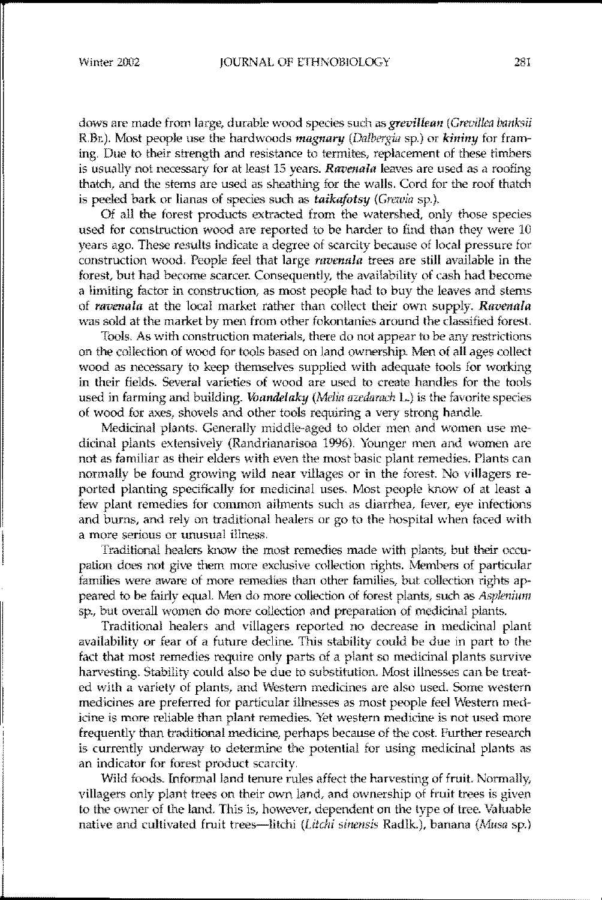dows are made from large, durable wood species such as ***grevillean*** (*Grevillea banksii* R.Br.). Most people use the hardwoods ***magnary*** (*Dalbergia* sp.) or ***kininy*** for framing. Due to their strength and resistance to termites, replacement of these timbers is usually not necessary for at least 15 years. ***Ravenala*** leaves are used as a roofing thatch, and the stems are used as sheathing for the walls. Cord for the roof thatch is peeled bark or lianas of species such as ***taikafotsy*** (*Grewia* sp.).

Of all the forest products extracted from the watershed, only those species used for construction wood are reported to be harder to find than they were 10 years ago. These results indicate a degree of scarcity because of local pressure for construction wood. People feel that large ***ravenala*** trees are still available in the forest, but had become scarcer. Consequently, the availability of cash had become a limiting factor in construction, as most people had to buy the leaves and stems of ***ravenala*** at the local market rather than collect their own supply. ***Ravenala*** was sold at the market by men from other fokontanies around the classified forest.

Tools. As with construction materials, there do not appear to be any restrictions on the collection of wood for tools based on land ownership. Men of all ages collect wood as necessary to keep themselves supplied with adequate tools for working in their fields. Several varieties of wood are used to create handles for the tools used in farming and building. ***Voandelaky*** (*Melia azedarach* L.) is the favorite species of wood for axes, shovels and other tools requiring a very strong handle.

Medicinal plants. Generally middle-aged to older men and women use medicinal plants extensively (Randrianarisoa 1996). Younger men and women are not as familiar as their elders with even the most basic plant remedies. Plants can normally be found growing wild near villages or in the forest. No villagers reported planting specifically for medicinal uses. Most people know of at least a few plant remedies for common ailments such as diarrhea, fever, eye infections and burns, and rely on traditional healers or go to the hospital when faced with a more serious or unusual illness.

Traditional healers know the most remedies made with plants, but their occupation does not give them more exclusive collection rights. Members of particular families were aware of more remedies than other families, but collection rights appeared to be fairly equal. Men do more collection of forest plants, such as *Asplenium* sp., but overall women do more collection and preparation of medicinal plants.

Traditional healers and villagers reported no decrease in medicinal plant availability or fear of a future decline. This stability could be due in part to the fact that most remedies require only parts of a plant so medicinal plants survive harvesting. Stability could also be due to substitution. Most illnesses can be treated with a variety of plants, and Western medicines are also used. Some western medicines are preferred for particular illnesses as most people feel Western medicine is more reliable than plant remedies. Yet western medicine is not used more frequently than traditional medicine, perhaps because of the cost. Further research is currently underway to determine the potential for using medicinal plants as an indicator for forest product scarcity.

Wild foods. Informal land tenure rules affect the harvesting of fruit. Normally, villagers only plant trees on their own land, and ownership of fruit trees is given to the owner of the land. This is, however, dependent on the type of tree. Valuable native and cultivated fruit trees—litchi (*Litchi sinensis* Radlk.), banana (*Musa* sp.)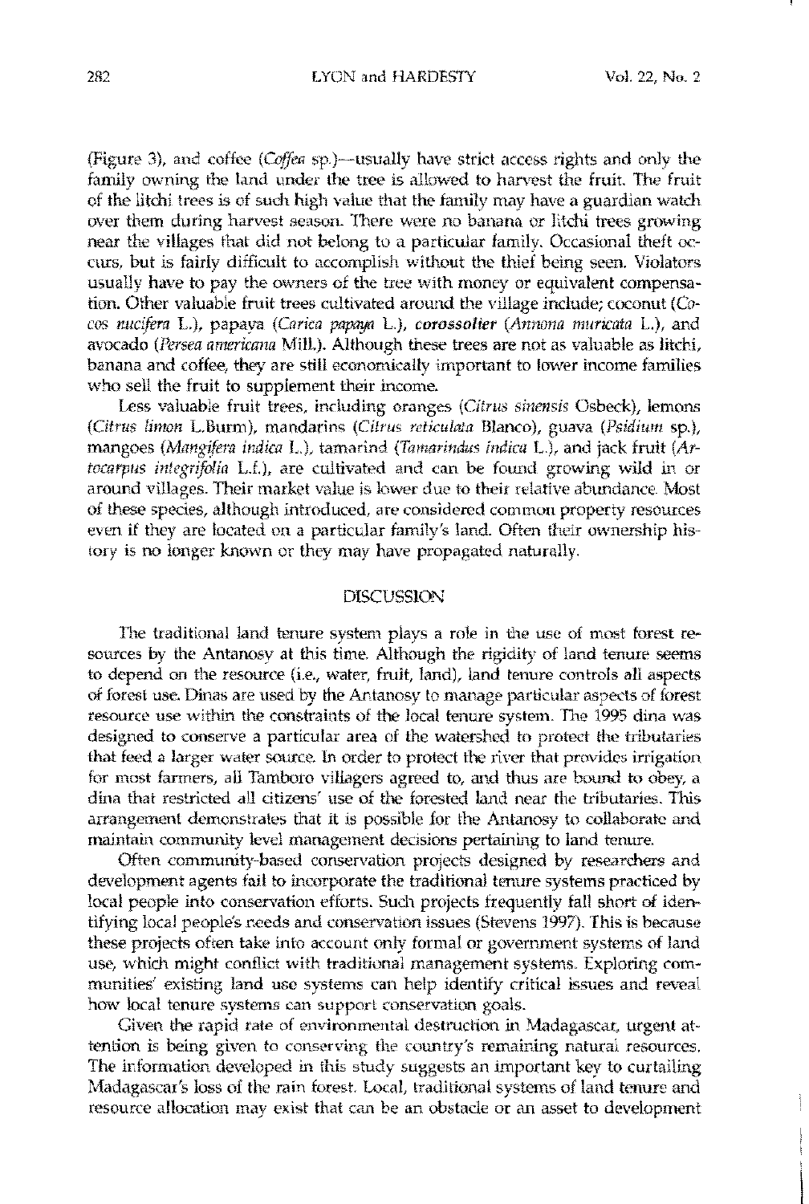(Figure 3), and coffee (*Coffea* sp.)—usually have strict access rights and only the family owning the land under the tree is allowed to harvest the fruit. The fruit of the litchi trees is of such high value that the family may have a guardian watch over them during harvest season. There were no banana or litchi trees growing near the villages that did not belong to a particular family. Occasional theft occurs, but is fairly difficult to accomplish without the thief being seen. Violators usually have to pay the owners of the tree with money or equivalent compensation. Other valuable fruit trees cultivated around the village include; coconut (*Cocos nucifera* L.), papaya (*Carica papaya* L.), ***corossolier*** (*Annona muricata* L.), and avocado (*Persea americana* Mill.). Although these trees are not as valuable as litchi, banana and coffee, they are still economically important to lower income families who sell the fruit to supplement their income.

Less valuable fruit trees, including oranges (*Citrus sinensis* Osbeck), lemons (*Citrus limon* L.Burm), mandarins (*Citrus reticulata* Blanco), guava (*Psidium* sp.), mangoes (*Mangifera indica* L.), tamarind (*Tamarindus indica* L.), and jack fruit (*Artocarpus integrifolia* L.f.), are cultivated and can be found growing wild in or around villages. Their market value is lower due to their relative abundance. Most of these species, although introduced, are considered common property resources even if they are located on a particular family's land. Often their ownership history is no longer known or they may have propagated naturally.

## DISCUSSION

The traditional land tenure system plays a role in the use of most forest resources by the Antanosy at this time. Although the rigidity of land tenure seems to depend on the resource (i.e., water, fruit, land), land tenure controls all aspects of forest use. Dinas are used by the Antanosy to manage particular aspects of forest resource use within the constraints of the local tenure system. The 1995 dina was designed to conserve a particular area of the watershed to protect the tributaries that feed a larger water source. In order to protect the river that provides irrigation for most farmers, all Tamboro villagers agreed to, and thus are bound to obey, a dina that restricted all citizens' use of the forested land near the tributaries. This arrangement demonstrates that it is possible for the Antanosy to collaborate and maintain community level management decisions pertaining to land tenure.

Often community-based conservation projects designed by researchers and development agents fail to incorporate the traditional tenure systems practiced by local people into conservation efforts. Such projects frequently fall short of identifying local people's needs and conservation issues (Stevens 1997). This is because these projects often take into account only formal or government systems of land use, which might conflict with traditional management systems. Exploring communities' existing land use systems can help identify critical issues and reveal how local tenure systems can support conservation goals.

Given the rapid rate of environmental destruction in Madagascar, urgent attention is being given to conserving the country's remaining natural resources. The information developed in this study suggests an important key to curtailing Madagascar's loss of the rain forest. Local, traditional systems of land tenure and resource allocation may exist that can be an obstacle or an asset to development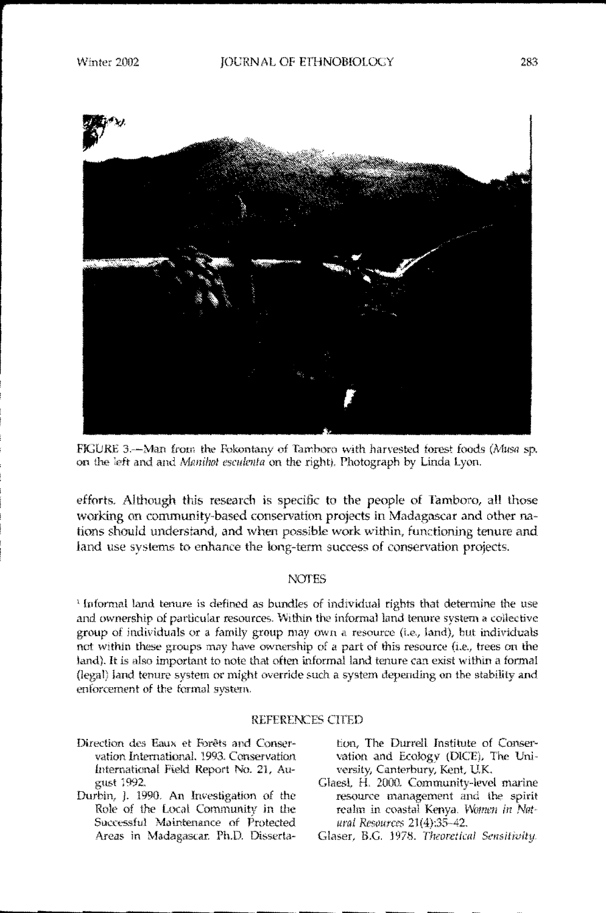FIGURE 3.—Man from the Fokontany of Tamboro with harvested forest foods (*Musa* sp. on the left and and *Manihot esculenta* on the right). Photograph by Linda Lyon.

efforts. Although this research is specific to the people of Tamboro, all those working on community-based conservation projects in Madagascar and other nations should understand, and when possible work within, functioning tenure and land use systems to enhance the long-term success of conservation projects.

## NOTES

[1] Informal land tenure is defined as bundles of individual rights that determine the use and ownership of particular resources. Within the informal land tenure system a collective group of individuals or a family group may own a resource (i.e., land), but individuals not within these groups may have ownership of a part of this resource (i.e., trees on the land). It is also important to note that often informal land tenure can exist within a formal (legal) land tenure system or might override such a system depending on the stability and enforcement of the formal system.

## REFERENCES CITED

Direction des Eaux et Forêts and Conservation International. 1993. Conservation International Field Report No. 21, August 1992.

Durbin, J. 1990. An Investigation of the Role of the Local Community in the Successful Maintenance of Protected Areas in Madagascar. Ph.D. Dissertation, The Durrell Institute of Conservation and Ecology (DICE), The University, Canterbury, Kent, U.K.

Glaesl, H. 2000. Community-level marine resource management and the spirit realm in coastal Kenya. *Women in Natural Resources* 21(4):35–42.

Glaser, B.G. 1978. *Theoretical Sensitivity.*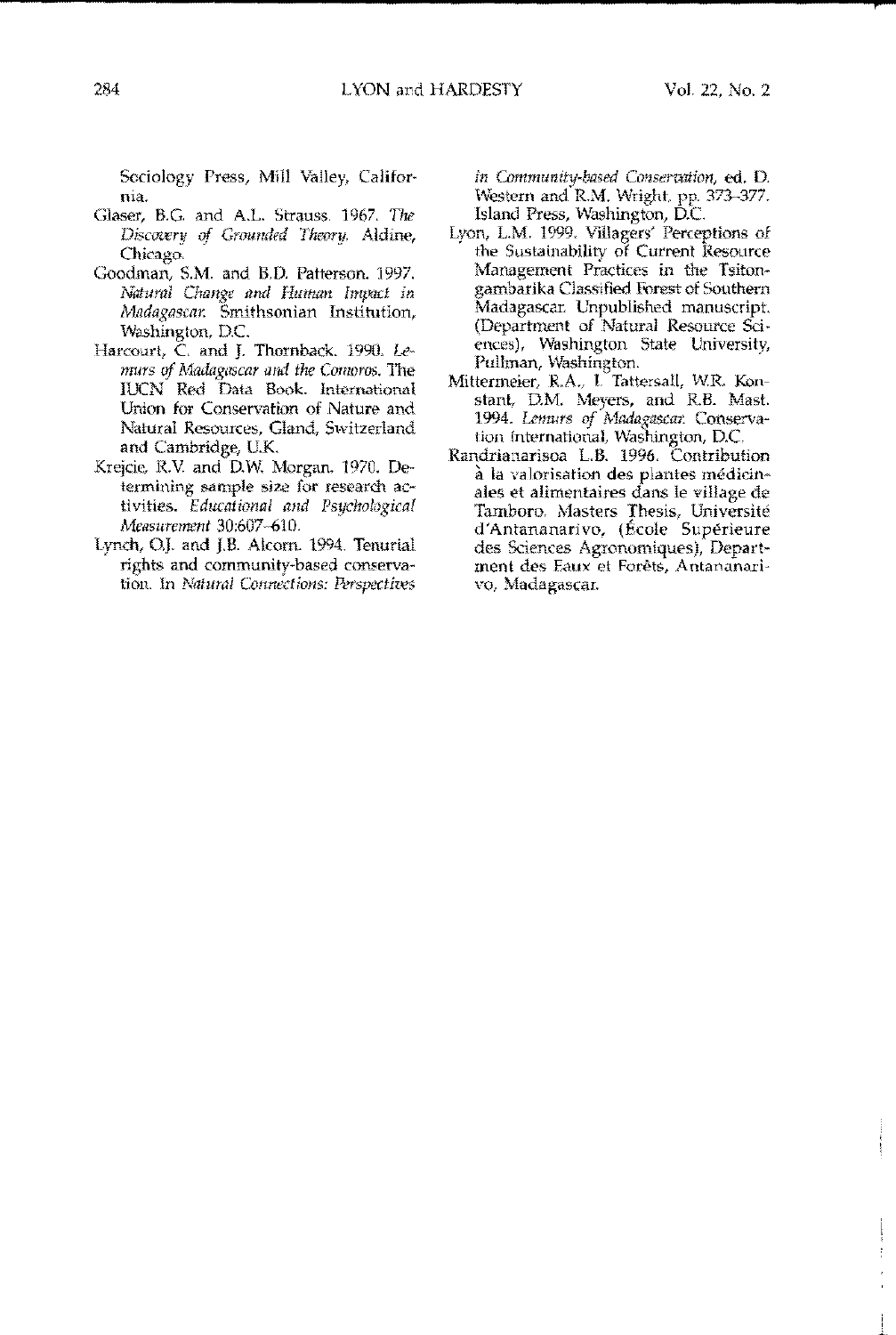Sociology Press, Mill Valley, California.

Glaser, B.G. and A.L. Strauss. 1967. *The Discovery of Grounded Theory.* Aldine, Chicago.

Goodman, S.M. and B.D. Patterson. 1997. *Natural Change and Human Impact in Madagascar.* Smithsonian Institution, Washington, D.C.

Harcourt, C. and J. Thornback. 1990. *Lemurs of Madagascar and the Comoros.* The IUCN Red Data Book. International Union for Conservation of Nature and Natural Resources, Gland, Switzerland and Cambridge, U.K.

Krejcie, R.V. and D.W. Morgan. 1970. Determining sample size for research activities. *Educational and Psychological Measurement* 30:607–610.

Lynch, O.J. and J.B. Alcorn. 1994. Tenurial rights and community-based conservation. In *Natural Connections: Perspectives in Community-based Conservation*, ed. D. Western and R.M. Wright, pp. 373–377. Island Press, Washington, D.C.

Lyon, L.M. 1999. Villagers' Perceptions of the Sustainability of Current Resource Management Practices in the Tsitongambarika Classified Forest of Southern Madagascar. Unpublished manuscript. (Department of Natural Resource Sciences), Washington State University, Pullman, Washington.

Mittermeier, R.A., I. Tattersall, W.R. Konstant, D.M. Meyers, and R.B. Mast. 1994. *Lemurs of Madagascar.* Conservation International, Washington, D.C.

Randrianarisoa L.B. 1996. Contribution à la valorisation des plantes médicinales et alimentaires dans le village de Tamboro. Masters Thesis, Université d'Antananarivo, (École Supérieure des Sciences Agronomiques), Department des Eaux et Forêts, Antananarivo, Madagascar.